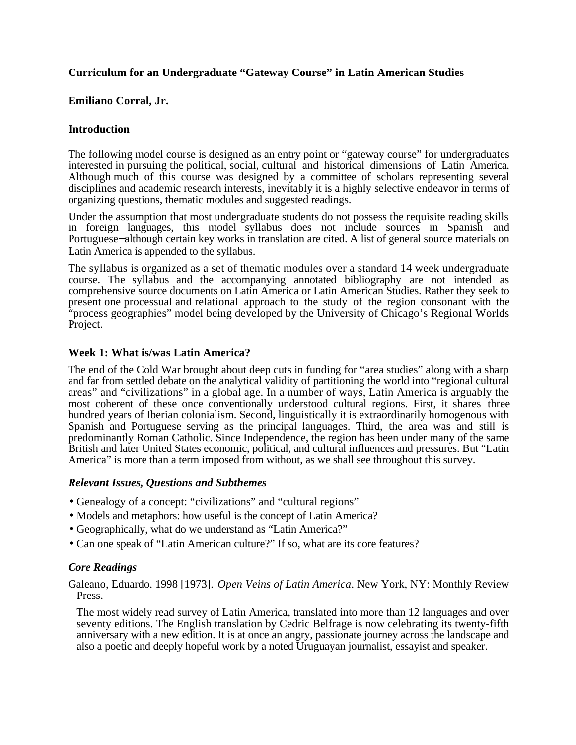# Curriculum for an Undergraduate "Gateway Course" in Latin American Studies

**Emiliano Corral, Jr.**

## Introduction

The following model course is designed as an entry point or "gateway course" for undergraduates interested in pursuing the political, social, cultural and historical dimensions of Latin America. Although much of this course was designed by a committee of scholars representing several disciplines and academic research interests, inevitably it is a highly selective endeavor in terms of organizing questions, thematic modules and suggested readings.

Under the assumption that most undergraduate students do not possess the requisite reading skills in foreign languages, this model syllabus does not include sources in Spanish and Portuguese—although certain key works in translation are cited. A list of general source materials on Latin America is appended to the syllabus.

The syllabus is organized as a set of thematic modules over a standard 14 week undergraduate course. The syllabus and the accompanying annotated bibliography are not intended as comprehensive source documents on Latin America or Latin American Studies. Rather they seek to present one processual and relational approach to the study of the region consonant with the "process geographies" model being developed by the University of Chicago's Regional Worlds Project.

## Week 1: What is/was Latin America?

The end of the Cold War brought about deep cuts in funding for "area studies" along with a sharp and far from settled debate on the analytical validity of partitioning the world into "regional cultural areas" and "civilizations" in a global age. In a number of ways, Latin America is arguably the most coherent of these once conventionally understood cultural regions. First, it shares three hundred years of Iberian colonialism. Second, linguistically it is extraordinarily homogenous with Spanish and Portuguese serving as the principal languages. Third, the area was and still is predominantly Roman Catholic. Since Independence, the region has been under many of the same British and later United States economic, political, and cultural influences and pressures. But "Latin America" is more than a term imposed from without, as we shall see throughout this survey.

### *Relevant Issues, Questions and Subthemes*

- Genealogy of a concept: "civilizations" and "cultural regions"
- Models and metaphors: how useful is the concept of Latin America?
- Geographically, what do we understand as "Latin America?"
- Can one speak of "Latin American culture?" If so, what are its core features?

### *Core Readings*

Galeano, Eduardo. 1998 [1973]. *Open Veins of Latin America*. New York, NY: Monthly Review Press.

The most widely read survey of Latin America, translated into more than 12 languages and over seventy editions. The English translation by Cedric Belfrage is now celebrating its twenty-fifth anniversary with a new edition. It is at once an angry, passionate journey across the landscape and also a poetic and deeply hopeful work by a noted Uruguayan journalist, essayist and speaker.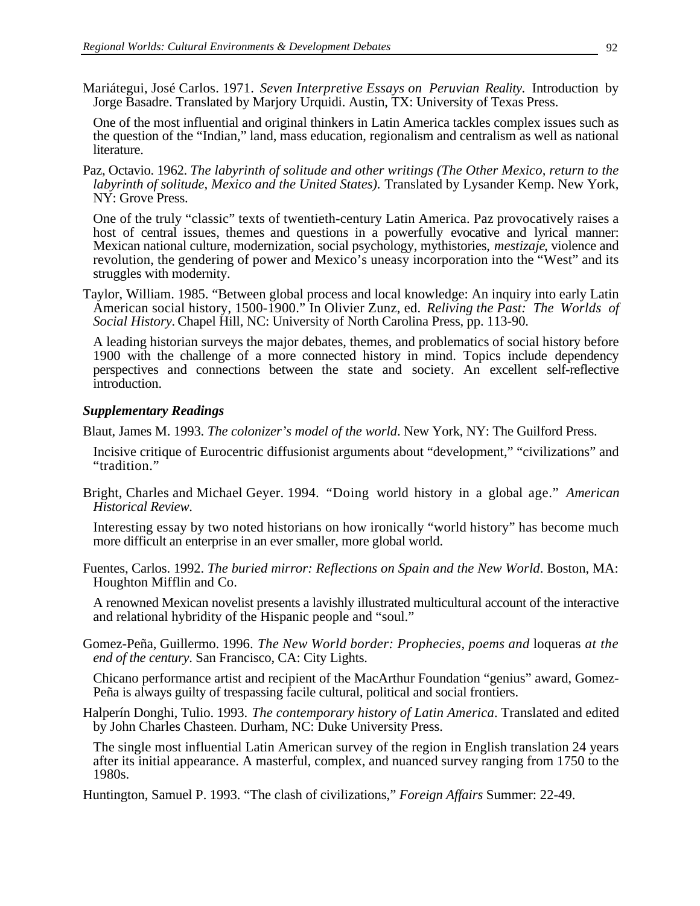Mariátegui, José Carlos. 1971. *Seven Interpretive Essays on Peruvian Reality.* Introduction by Jorge Basadre. Translated by Marjory Urquidi. Austin, TX: University of Texas Press.

One of the most influential and original thinkers in Latin America tackles complex issues such as the question of the "Indian," land, mass education, regionalism and centralism as well as national literature.

Paz, Octavio. 1962. *The labyrinth of solitude and other writings (The Other Mexico, return to the labyrinth of solitude, Mexico and the United States).* Translated by Lysander Kemp. New York, NY: Grove Press.

One of the truly "classic" texts of twentieth-century Latin America. Paz provocatively raises a host of central issues, themes and questions in a powerfully evocative and lyrical manner: Mexican national culture, modernization, social psychology, mythistories, *mestizaje*, violence and revolution, the gendering of power and Mexico's uneasy incorporation into the "West" and its struggles with modernity.

Taylor, William. 1985. "Between global process and local knowledge: An inquiry into early Latin American social history, 1500-1900." In Olivier Zunz, ed. *Reliving the Past: The Worlds of Social History.* Chapel Hill, NC: University of North Carolina Press, pp. 113-90.

A leading historian surveys the major debates, themes, and problematics of social history before 1900 with the challenge of a more connected history in mind. Topics include dependency perspectives and connections between the state and society. An excellent self-reflective introduction.

### *Supplementary Readings*

Blaut, James M. 1993. *The colonizer's model of the world*. New York, NY: The Guilford Press.

Incisive critique of Eurocentric diffusionist arguments about "development," "civilizations" and "tradition."

Bright, Charles and Michael Geyer. 1994. "Doing world history in a global age." *American Historical Review*.

Interesting essay by two noted historians on how ironically "world history" has become much more difficult an enterprise in an ever smaller, more global world.

Fuentes, Carlos. 1992. *The buried mirror: Reflections on Spain and the New World*. Boston, MA: Houghton Mifflin and Co.

A renowned Mexican novelist presents a lavishly illustrated multicultural account of the interactive and relational hybridity of the Hispanic people and "soul."

Gomez-Peña, Guillermo. 1996. *The New World border: Prophecies, poems and* loqueras *at the end of the century*. San Francisco, CA: City Lights.

Chicano performance artist and recipient of the MacArthur Foundation "genius" award, Gomez-Peña is always guilty of trespassing facile cultural, political and social frontiers.

Halperín Donghi, Tulio. 1993. *The contemporary history of Latin America*. Translated and edited by John Charles Chasteen. Durham, NC: Duke University Press.

The single most influential Latin American survey of the region in English translation 24 years after its initial appearance. A masterful, complex, and nuanced survey ranging from 1750 to the 1980s.

Huntington, Samuel P. 1993. "The clash of civilizations," *Foreign Affairs* Summer: 22-49.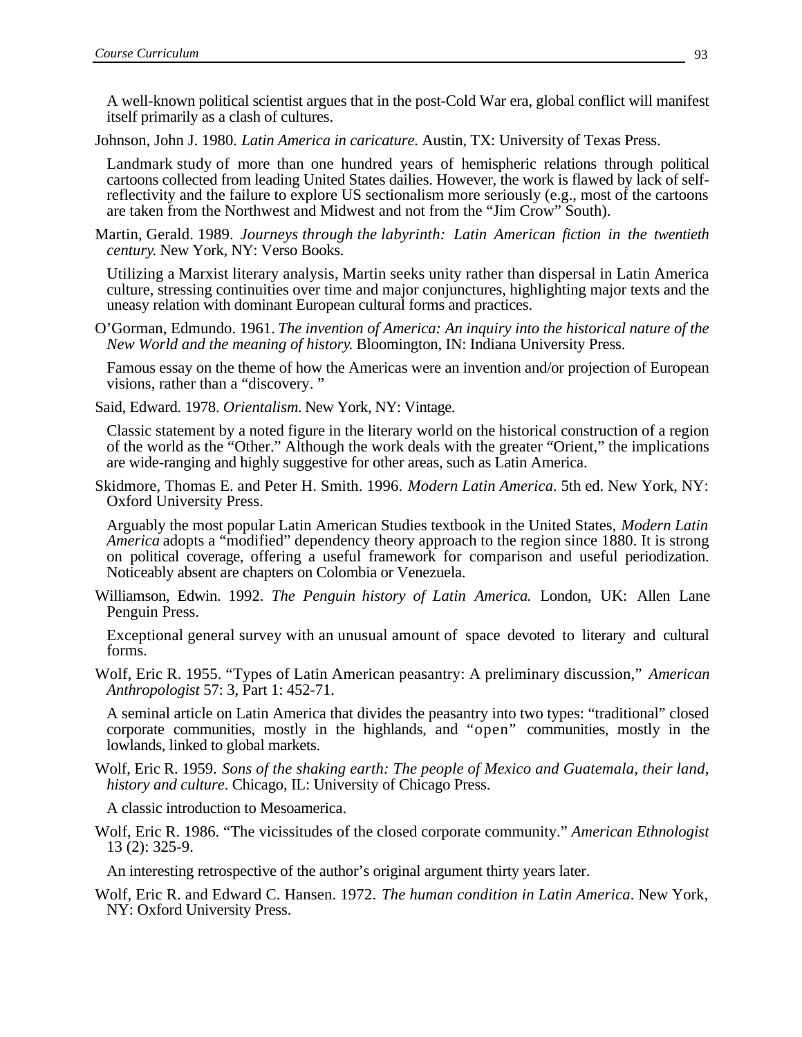A well-known political scientist argues that in the post-Cold War era, global conflict will manifest itself primarily as a clash of cultures.

Johnson, John J. 1980. *Latin America in caricature.* Austin, TX: University of Texas Press.

Landmark study of more than one hundred years of hemispheric relations through political cartoons collected from leading United States dailies. However, the work is flawed by lack of self-reflectivity and the failure to explore US sectionalism more seriously (e.g., most of the cartoons are taken from the Northwest and Midwest and not from the "Jim Crow" South).

Martin, Gerald. 1989. *Journeys through the labyrinth: Latin American fiction in the twentieth century.* New York, NY: Verso Books.

Utilizing a Marxist literary analysis, Martin seeks unity rather than dispersal in Latin America culture, stressing continuities over time and major conjunctures, highlighting major texts and the uneasy relation with dominant European cultural forms and practices.

O'Gorman, Edmundo. 1961. *The invention of America: An inquiry into the historical nature of the New World and the meaning of history.* Bloomington, IN: Indiana University Press.

Famous essay on the theme of how the Americas were an invention and/or projection of European visions, rather than a "discovery. "

Said, Edward. 1978. *Orientalism.* New York, NY: Vintage.

Classic statement by a noted figure in the literary world on the historical construction of a region of the world as the "Other." Although the work deals with the greater "Orient," the implications are wide-ranging and highly suggestive for other areas, such as Latin America.

Skidmore, Thomas E. and Peter H. Smith. 1996. *Modern Latin America*. 5th ed. New York, NY: Oxford University Press.

Arguably the most popular Latin American Studies textbook in the United States, *Modern Latin America* adopts a "modified" dependency theory approach to the region since 1880. It is strong on political coverage, offering a useful framework for comparison and useful periodization. Noticeably absent are chapters on Colombia or Venezuela.

Williamson, Edwin. 1992. *The Penguin history of Latin America.* London, UK: Allen Lane Penguin Press.

Exceptional general survey with an unusual amount of space devoted to literary and cultural forms.

Wolf, Eric R. 1955. "Types of Latin American peasantry: A preliminary discussion," *American Anthropologist* 57: 3, Part 1: 452-71.

A seminal article on Latin America that divides the peasantry into two types: "traditional" closed corporate communities, mostly in the highlands, and "open" communities, mostly in the lowlands, linked to global markets.

Wolf, Eric R. 1959. *Sons of the shaking earth: The people of Mexico and Guatemala, their land, history and culture*. Chicago, IL: University of Chicago Press.

A classic introduction to Mesoamerica.

Wolf, Eric R. 1986. "The vicissitudes of the closed corporate community." *American Ethnologist* 13 (2): 325-9.

An interesting retrospective of the author's original argument thirty years later.

Wolf, Eric R. and Edward C. Hansen. 1972. *The human condition in Latin America*. New York, NY: Oxford University Press.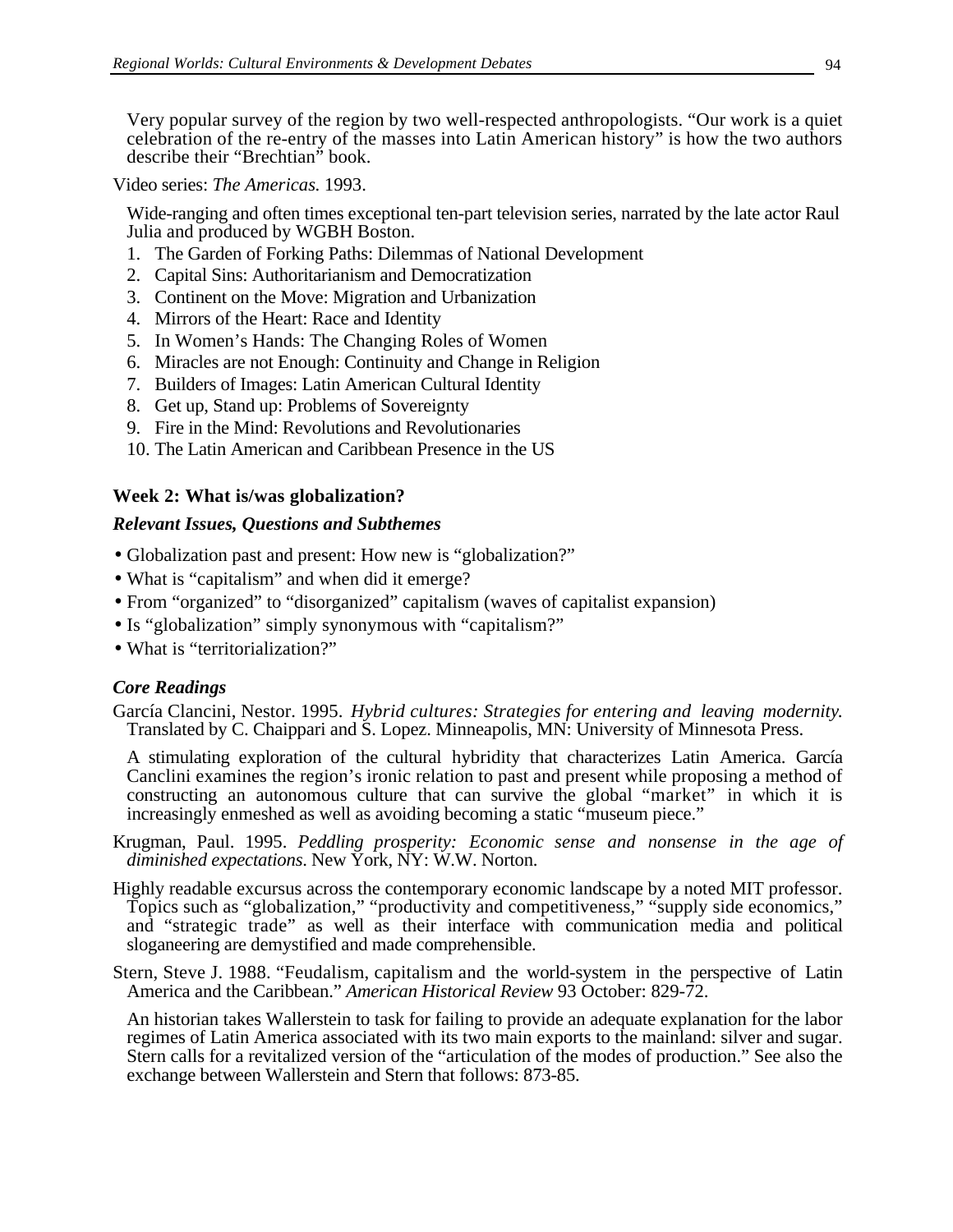Very popular survey of the region by two well-respected anthropologists. "Our work is a quiet celebration of the re-entry of the masses into Latin American history" is how the two authors describe their "Brechtian" book.

Video series: *The Americas.* 1993.

Wide-ranging and often times exceptional ten-part television series, narrated by the late actor Raul Julia and produced by WGBH Boston.

1. The Garden of Forking Paths: Dilemmas of National Development
2. Capital Sins: Authoritarianism and Democratization
3. Continent on the Move: Migration and Urbanization
4. Mirrors of the Heart: Race and Identity
5. In Women's Hands: The Changing Roles of Women
6. Miracles are not Enough: Continuity and Change in Religion
7. Builders of Images: Latin American Cultural Identity
8. Get up, Stand up: Problems of Sovereignty
9. Fire in the Mind: Revolutions and Revolutionaries
10. The Latin American and Caribbean Presence in the US

### Week 2: What is/was globalization?

#### *Relevant Issues, Questions and Subthemes*

- Globalization past and present: How new is "globalization?"
- What is "capitalism" and when did it emerge?
- From "organized" to "disorganized" capitalism (waves of capitalist expansion)
- Is "globalization" simply synonymous with "capitalism?"
- What is "territorialization?"

#### *Core Readings*

García Clancini, Nestor. 1995. *Hybrid cultures: Strategies for entering and leaving modernity.* Translated by C. Chaippari and S. Lopez. Minneapolis, MN: University of Minnesota Press.

A stimulating exploration of the cultural hybridity that characterizes Latin America. García Canclini examines the region's ironic relation to past and present while proposing a method of constructing an autonomous culture that can survive the global "market" in which it is increasingly enmeshed as well as avoiding becoming a static "museum piece."

Krugman, Paul. 1995. *Peddling prosperity: Economic sense and nonsense in the age of diminished expectations.* New York, NY: W.W. Norton.

Highly readable excursus across the contemporary economic landscape by a noted MIT professor. Topics such as "globalization," "productivity and competitiveness," "supply side economics," and "strategic trade" as well as their interface with communication media and political sloganeering are demystified and made comprehensible.

Stern, Steve J. 1988. "Feudalism, capitalism and the world-system in the perspective of Latin America and the Caribbean." *American Historical Review* 93 October: 829-72.

An historian takes Wallerstein to task for failing to provide an adequate explanation for the labor regimes of Latin America associated with its two main exports to the mainland: silver and sugar. Stern calls for a revitalized version of the "articulation of the modes of production." See also the exchange between Wallerstein and Stern that follows: 873-85.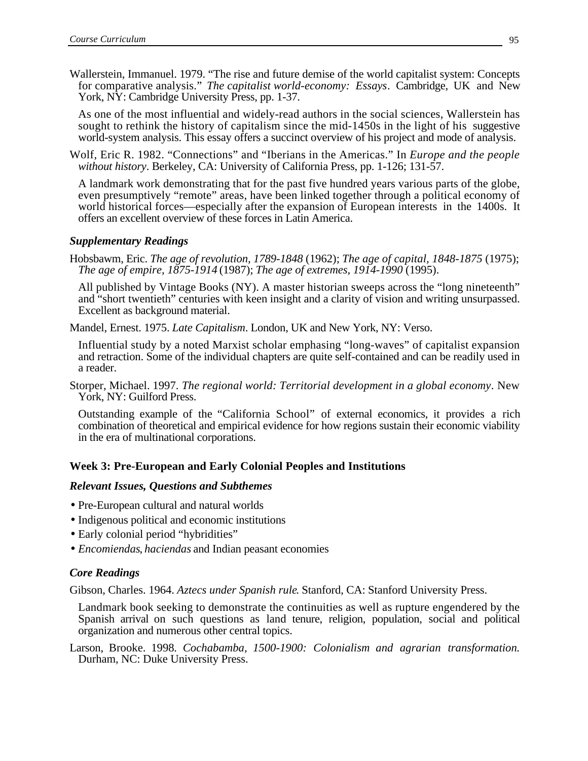Wallerstein, Immanuel. 1979. "The rise and future demise of the world capitalist system: Concepts for comparative analysis." *The capitalist world-economy: Essays*. Cambridge, UK and New York, NY: Cambridge University Press, pp. 1-37.

As one of the most influential and widely-read authors in the social sciences, Wallerstein has sought to rethink the history of capitalism since the mid-1450s in the light of his suggestive world-system analysis. This essay offers a succinct overview of his project and mode of analysis.

Wolf, Eric R. 1982. "Connections" and "Iberians in the Americas." In *Europe and the people without history*. Berkeley, CA: University of California Press, pp. 1-126; 131-57.

A landmark work demonstrating that for the past five hundred years various parts of the globe, even presumptively "remote" areas, have been linked together through a political economy of world historical forces—especially after the expansion of European interests in the 1400s. It offers an excellent overview of these forces in Latin America.

### *Supplementary Readings*

Hobsbawm, Eric. *The age of revolution, 1789-1848* (1962); *The age of capital, 1848-1875* (1975); *The age of empire, 1875-1914* (1987); *The age of extremes, 1914-1990* (1995).

All published by Vintage Books (NY). A master historian sweeps across the "long nineteenth" and "short twentieth" centuries with keen insight and a clarity of vision and writing unsurpassed. Excellent as background material.

Mandel, Ernest. 1975. *Late Capitalism*. London, UK and New York, NY: Verso.

Influential study by a noted Marxist scholar emphasing "long-waves" of capitalist expansion and retraction. Some of the individual chapters are quite self-contained and can be readily used in a reader.

Storper, Michael. 1997. *The regional world: Territorial development in a global economy*. New York, NY: Guilford Press.

Outstanding example of the "California School" of external economics, it provides a rich combination of theoretical and empirical evidence for how regions sustain their economic viability in the era of multinational corporations.

## Week 3: Pre-European and Early Colonial Peoples and Institutions

### *Relevant Issues, Questions and Subthemes*

- Pre-European cultural and natural worlds
- Indigenous political and economic institutions
- Early colonial period "hybridities"
- *Encomiendas*, *haciendas* and Indian peasant economies

### *Core Readings*

Gibson, Charles. 1964. *Aztecs under Spanish rule*. Stanford, CA: Stanford University Press.

Landmark book seeking to demonstrate the continuities as well as rupture engendered by the Spanish arrival on such questions as land tenure, religion, population, social and political organization and numerous other central topics.

Larson, Brooke. 1998. *Cochabamba, 1500-1900: Colonialism and agrarian transformation.* Durham, NC: Duke University Press.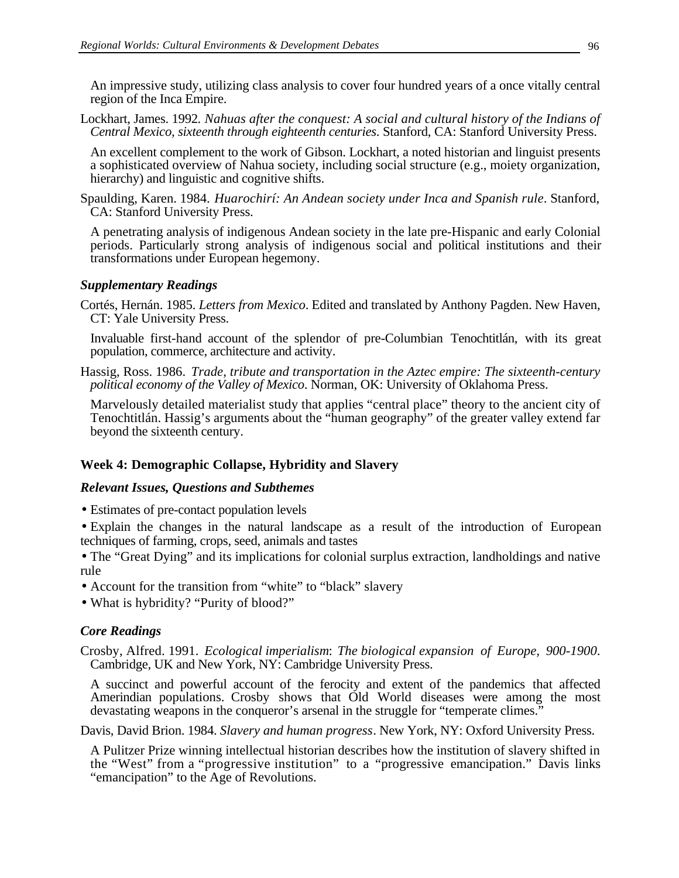An impressive study, utilizing class analysis to cover four hundred years of a once vitally central region of the Inca Empire.

Lockhart, James. 1992. *Nahuas after the conquest: A social and cultural history of the Indians of Central Mexico, sixteenth through eighteenth centuries*. Stanford, CA: Stanford University Press.

An excellent complement to the work of Gibson. Lockhart, a noted historian and linguist presents a sophisticated overview of Nahua society, including social structure (e.g., moiety organization, hierarchy) and linguistic and cognitive shifts.

Spaulding, Karen. 1984. *Huarochirí: An Andean society under Inca and Spanish rule*. Stanford, CA: Stanford University Press.

A penetrating analysis of indigenous Andean society in the late pre-Hispanic and early Colonial periods. Particularly strong analysis of indigenous social and political institutions and their transformations under European hegemony.

### *Supplementary Readings*

Cortés, Hernán. 1985. *Letters from Mexico*. Edited and translated by Anthony Pagden. New Haven, CT: Yale University Press.

Invaluable first-hand account of the splendor of pre-Columbian Tenochtitlán, with its great population, commerce, architecture and activity.

Hassig, Ross. 1986. *Trade, tribute and transportation in the Aztec empire: The sixteenth-century political economy of the Valley of Mexico*. Norman, OK: University of Oklahoma Press.

Marvelously detailed materialist study that applies "central place" theory to the ancient city of Tenochtitlán. Hassig's arguments about the "human geography" of the greater valley extend far beyond the sixteenth century.

## Week 4: Demographic Collapse, Hybridity and Slavery

### *Relevant Issues, Questions and Subthemes*

- Estimates of pre-contact population levels
- Explain the changes in the natural landscape as a result of the introduction of European techniques of farming, crops, seed, animals and tastes
- The "Great Dying" and its implications for colonial surplus extraction, landholdings and native rule
- Account for the transition from "white" to "black" slavery
- What is hybridity? "Purity of blood?"

### *Core Readings*

Crosby, Alfred. 1991. *Ecological imperialism: The biological expansion of Europe, 900-1900*. Cambridge, UK and New York, NY: Cambridge University Press.

A succinct and powerful account of the ferocity and extent of the pandemics that affected Amerindian populations. Crosby shows that Old World diseases were among the most devastating weapons in the conqueror's arsenal in the struggle for "temperate climes."

Davis, David Brion. 1984. *Slavery and human progress*. New York, NY: Oxford University Press.

A Pulitzer Prize winning intellectual historian describes how the institution of slavery shifted in the "West" from a "progressive institution" to a "progressive emancipation." Davis links "emancipation" to the Age of Revolutions.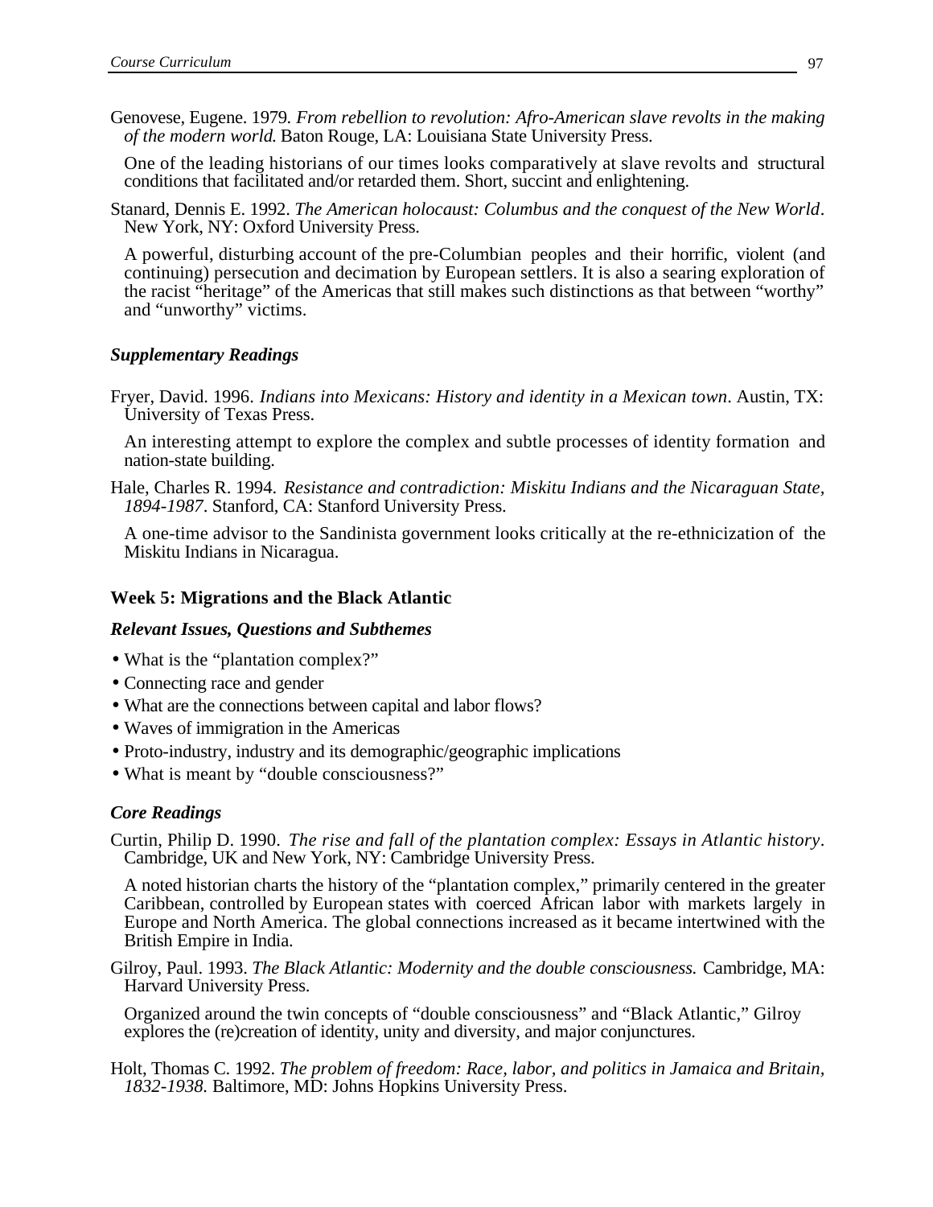Genovese, Eugene. 1979. *From rebellion to revolution: Afro-American slave revolts in the making of the modern world.* Baton Rouge, LA: Louisiana State University Press.

One of the leading historians of our times looks comparatively at slave revolts and structural conditions that facilitated and/or retarded them. Short, succint and enlightening.

Stanard, Dennis E. 1992. *The American holocaust: Columbus and the conquest of the New World*. New York, NY: Oxford University Press.

A powerful, disturbing account of the pre-Columbian peoples and their horrific, violent (and continuing) persecution and decimation by European settlers. It is also a searing exploration of the racist "heritage" of the Americas that still makes such distinctions as that between "worthy" and "unworthy" victims.

### *Supplementary Readings*

Fryer, David. 1996. *Indians into Mexicans: History and identity in a Mexican town*. Austin, TX: University of Texas Press.

An interesting attempt to explore the complex and subtle processes of identity formation and nation-state building.

Hale, Charles R. 1994. *Resistance and contradiction: Miskitu Indians and the Nicaraguan State, 1894-1987*. Stanford, CA: Stanford University Press.

A one-time advisor to the Sandinista government looks critically at the re-ethnicization of the Miskitu Indians in Nicaragua.

## Week 5: Migrations and the Black Atlantic

### *Relevant Issues, Questions and Subthemes*

- What is the "plantation complex?"
- Connecting race and gender
- What are the connections between capital and labor flows?
- Waves of immigration in the Americas
- Proto-industry, industry and its demographic/geographic implications
- What is meant by "double consciousness?"

### *Core Readings*

Curtin, Philip D. 1990. *The rise and fall of the plantation complex: Essays in Atlantic history*. Cambridge, UK and New York, NY: Cambridge University Press.

A noted historian charts the history of the "plantation complex," primarily centered in the greater Caribbean, controlled by European states with coerced African labor with markets largely in Europe and North America. The global connections increased as it became intertwined with the British Empire in India.

Gilroy, Paul. 1993. *The Black Atlantic: Modernity and the double consciousness.* Cambridge, MA: Harvard University Press.

Organized around the twin concepts of "double consciousness" and "Black Atlantic," Gilroy explores the (re)creation of identity, unity and diversity, and major conjunctures.

Holt, Thomas C. 1992. *The problem of freedom: Race, labor, and politics in Jamaica and Britain, 1832-1938.* Baltimore, MD: Johns Hopkins University Press.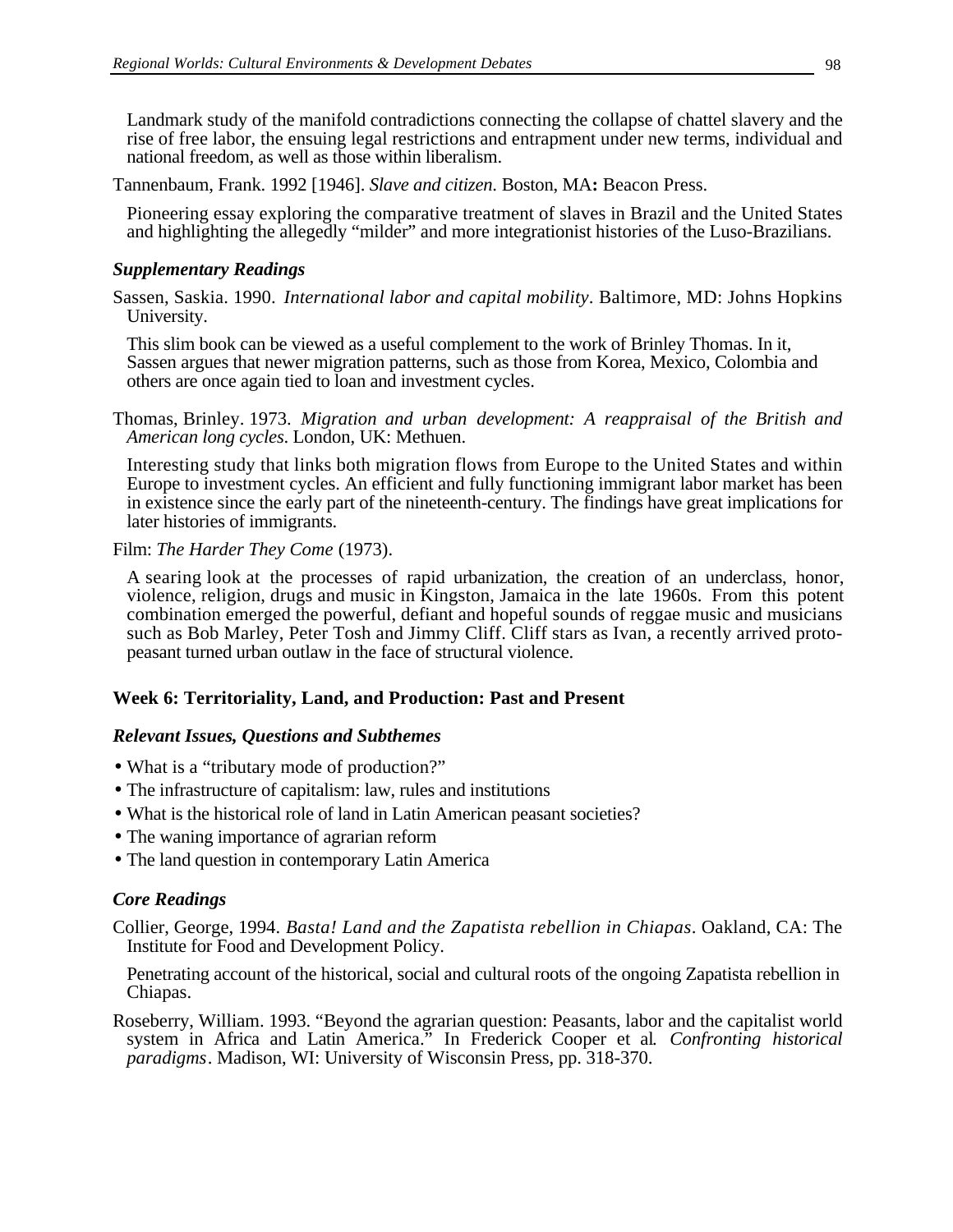Landmark study of the manifold contradictions connecting the collapse of chattel slavery and the rise of free labor, the ensuing legal restrictions and entrapment under new terms, individual and national freedom, as well as those within liberalism.

Tannenbaum, Frank. 1992 [1946]. *Slave and citizen.* Boston, MA**:** Beacon Press.

Pioneering essay exploring the comparative treatment of slaves in Brazil and the United States and highlighting the allegedly "milder" and more integrationist histories of the Luso-Brazilians.

### *Supplementary Readings*

Sassen, Saskia. 1990. *International labor and capital mobility*. Baltimore, MD: Johns Hopkins University.

This slim book can be viewed as a useful complement to the work of Brinley Thomas. In it, Sassen argues that newer migration patterns, such as those from Korea, Mexico, Colombia and others are once again tied to loan and investment cycles.

Thomas, Brinley. 1973. *Migration and urban development: A reappraisal of the British and American long cycles.* London, UK: Methuen.

Interesting study that links both migration flows from Europe to the United States and within Europe to investment cycles. An efficient and fully functioning immigrant labor market has been in existence since the early part of the nineteenth-century. The findings have great implications for later histories of immigrants.

Film: *The Harder They Come* (1973).

A searing look at the processes of rapid urbanization, the creation of an underclass, honor, violence, religion, drugs and music in Kingston, Jamaica in the late 1960s. From this potent combination emerged the powerful, defiant and hopeful sounds of reggae music and musicians such as Bob Marley, Peter Tosh and Jimmy Cliff. Cliff stars as Ivan, a recently arrived proto-peasant turned urban outlaw in the face of structural violence.

## Week 6: Territoriality, Land, and Production: Past and Present

### *Relevant Issues, Questions and Subthemes*

- What is a "tributary mode of production?"
- The infrastructure of capitalism: law, rules and institutions
- What is the historical role of land in Latin American peasant societies?
- The waning importance of agrarian reform
- The land question in contemporary Latin America

### *Core Readings*

Collier, George, 1994. *Basta! Land and the Zapatista rebellion in Chiapas*. Oakland, CA: The Institute for Food and Development Policy.

Penetrating account of the historical, social and cultural roots of the ongoing Zapatista rebellion in Chiapas.

Roseberry, William. 1993. "Beyond the agrarian question: Peasants, labor and the capitalist world system in Africa and Latin America." In Frederick Cooper et al*. Confronting historical paradigms*. Madison, WI: University of Wisconsin Press, pp. 318-370.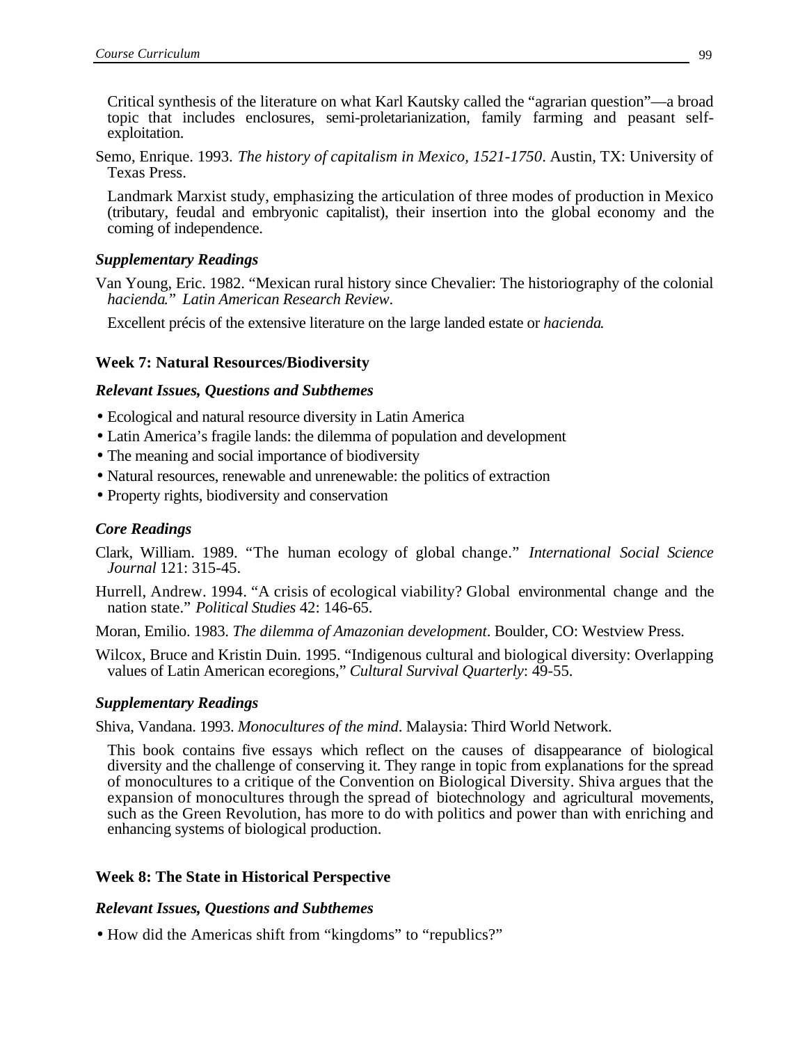Critical synthesis of the literature on what Karl Kautsky called the "agrarian question"—a broad topic that includes enclosures, semi-proletarianization, family farming and peasant self-exploitation.

Semo, Enrique. 1993. *The history of capitalism in Mexico, 1521-1750*. Austin, TX: University of Texas Press.

Landmark Marxist study, emphasizing the articulation of three modes of production in Mexico (tributary, feudal and embryonic capitalist), their insertion into the global economy and the coming of independence.

### *Supplementary Readings*

Van Young, Eric. 1982. "Mexican rural history since Chevalier: The historiography of the colonial *hacienda*." *Latin American Research Review*.

Excellent précis of the extensive literature on the large landed estate or *hacienda*.

## Week 7: Natural Resources/Biodiversity

### *Relevant Issues, Questions and Subthemes*

- Ecological and natural resource diversity in Latin America
- Latin America's fragile lands: the dilemma of population and development
- The meaning and social importance of biodiversity
- Natural resources, renewable and unrenewable: the politics of extraction
- Property rights, biodiversity and conservation

### *Core Readings*

Clark, William. 1989. "The human ecology of global change." *International Social Science Journal* 121: 315-45.

Hurrell, Andrew. 1994. "A crisis of ecological viability? Global environmental change and the nation state." *Political Studies* 42: 146-65.

Moran, Emilio. 1983. *The dilemma of Amazonian development*. Boulder, CO: Westview Press.

Wilcox, Bruce and Kristin Duin. 1995. "Indigenous cultural and biological diversity: Overlapping values of Latin American ecoregions," *Cultural Survival Quarterly*: 49-55.

### *Supplementary Readings*

Shiva, Vandana. 1993. *Monocultures of the mind*. Malaysia: Third World Network.

This book contains five essays which reflect on the causes of disappearance of biological diversity and the challenge of conserving it. They range in topic from explanations for the spread of monocultures to a critique of the Convention on Biological Diversity. Shiva argues that the expansion of monocultures through the spread of biotechnology and agricultural movements, such as the Green Revolution, has more to do with politics and power than with enriching and enhancing systems of biological production.

## Week 8: The State in Historical Perspective

### *Relevant Issues, Questions and Subthemes*

- How did the Americas shift from "kingdoms" to "republics?"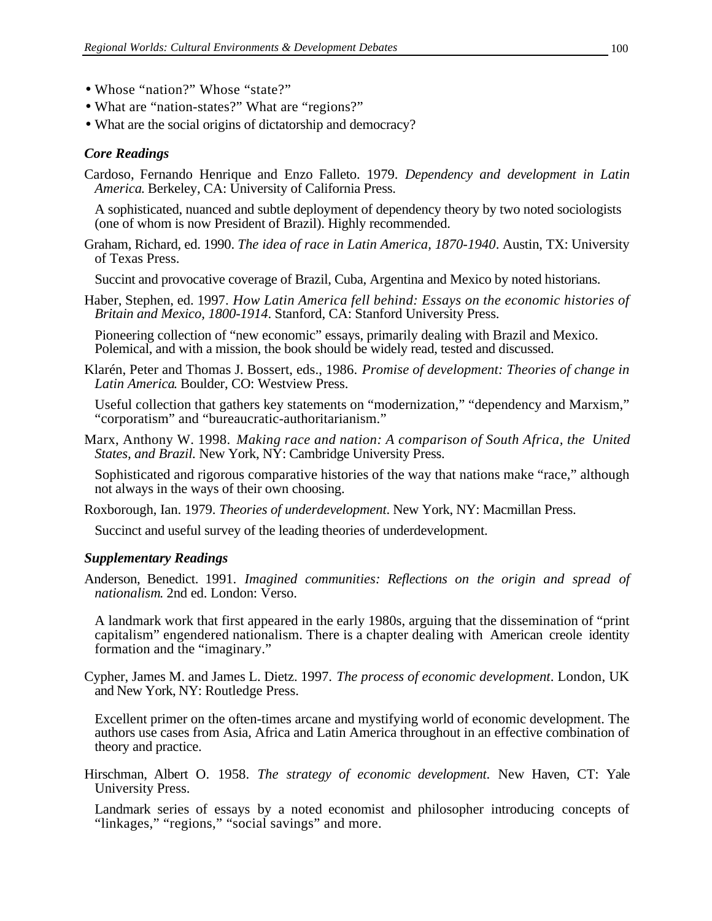- Whose "nation?" Whose "state?"
- What are "nation-states?" What are "regions?"
- What are the social origins of dictatorship and democracy?

### *Core Readings*

Cardoso, Fernando Henrique and Enzo Falleto. 1979. *Dependency and development in Latin America*. Berkeley, CA: University of California Press.

A sophisticated, nuanced and subtle deployment of dependency theory by two noted sociologists (one of whom is now President of Brazil). Highly recommended.

Graham, Richard, ed. 1990. *The idea of race in Latin America, 1870-1940*. Austin, TX: University of Texas Press.

Succint and provocative coverage of Brazil, Cuba, Argentina and Mexico by noted historians.

Haber, Stephen, ed. 1997. *How Latin America fell behind: Essays on the economic histories of Britain and Mexico, 1800-1914*. Stanford, CA: Stanford University Press.

Pioneering collection of "new economic" essays, primarily dealing with Brazil and Mexico. Polemical, and with a mission, the book should be widely read, tested and discussed.

Klarén, Peter and Thomas J. Bossert, eds., 1986. *Promise of development: Theories of change in Latin America*. Boulder, CO: Westview Press.

Useful collection that gathers key statements on "modernization," "dependency and Marxism," "corporatism" and "bureaucratic-authoritarianism."

Marx, Anthony W. 1998. *Making race and nation: A comparison of South Africa, the United States, and Brazil*. New York, NY: Cambridge University Press.

Sophisticated and rigorous comparative histories of the way that nations make "race," although not always in the ways of their own choosing.

Roxborough, Ian. 1979. *Theories of underdevelopment*. New York, NY: Macmillan Press.

Succinct and useful survey of the leading theories of underdevelopment.

### *Supplementary Readings*

Anderson, Benedict. 1991. *Imagined communities: Reflections on the origin and spread of nationalism*. 2nd ed. London: Verso.

A landmark work that first appeared in the early 1980s, arguing that the dissemination of "print capitalism" engendered nationalism. There is a chapter dealing with American creole identity formation and the "imaginary."

Cypher, James M. and James L. Dietz. 1997. *The process of economic development*. London, UK and New York, NY: Routledge Press.

Excellent primer on the often-times arcane and mystifying world of economic development. The authors use cases from Asia, Africa and Latin America throughout in an effective combination of theory and practice.

Hirschman, Albert O. 1958. *The strategy of economic development*. New Haven, CT: Yale University Press.

Landmark series of essays by a noted economist and philosopher introducing concepts of "linkages," "regions," "social savings" and more.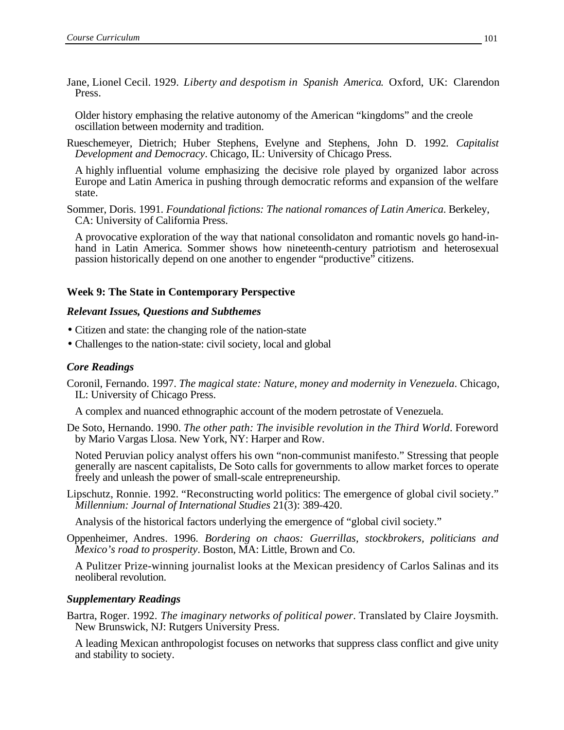Jane, Lionel Cecil. 1929. *Liberty and despotism in Spanish America.* Oxford, UK: Clarendon Press.

Older history emphasing the relative autonomy of the American "kingdoms" and the creole oscillation between modernity and tradition.

Rueschemeyer, Dietrich; Huber Stephens, Evelyne and Stephens, John D. 1992. *Capitalist Development and Democracy*. Chicago, IL: University of Chicago Press.

A highly influential volume emphasizing the decisive role played by organized labor across Europe and Latin America in pushing through democratic reforms and expansion of the welfare state.

Sommer, Doris. 1991. *Foundational fictions: The national romances of Latin America*. Berkeley, CA: University of California Press.

A provocative exploration of the way that national consolidaton and romantic novels go hand-in-hand in Latin America. Sommer shows how nineteenth-century patriotism and heterosexual passion historically depend on one another to engender "productive" citizens.

**Week 9: The State in Contemporary Perspective**

***Relevant Issues, Questions and Subthemes***

- Citizen and state: the changing role of the nation-state
- Challenges to the nation-state: civil society, local and global

***Core Readings***

Coronil, Fernando. 1997. *The magical state: Nature, money and modernity in Venezuela*. Chicago, IL: University of Chicago Press.

A complex and nuanced ethnographic account of the modern petrostate of Venezuela.

De Soto, Hernando. 1990. *The other path: The invisible revolution in the Third World*. Foreword by Mario Vargas Llosa. New York, NY: Harper and Row.

Noted Peruvian policy analyst offers his own "non-communist manifesto." Stressing that people generally are nascent capitalists, De Soto calls for governments to allow market forces to operate freely and unleash the power of small-scale entrepreneurship.

Lipschutz, Ronnie. 1992. "Reconstructing world politics: The emergence of global civil society." *Millennium: Journal of International Studies* 21(3): 389-420.

Analysis of the historical factors underlying the emergence of "global civil society."

Oppenheimer, Andres. 1996. *Bordering on chaos: Guerrillas, stockbrokers, politicians and Mexico's road to prosperity*. Boston, MA: Little, Brown and Co.

A Pulitzer Prize-winning journalist looks at the Mexican presidency of Carlos Salinas and its neoliberal revolution.

***Supplementary Readings***

Bartra, Roger. 1992. *The imaginary networks of political power*. Translated by Claire Joysmith. New Brunswick, NJ: Rutgers University Press.

A leading Mexican anthropologist focuses on networks that suppress class conflict and give unity and stability to society.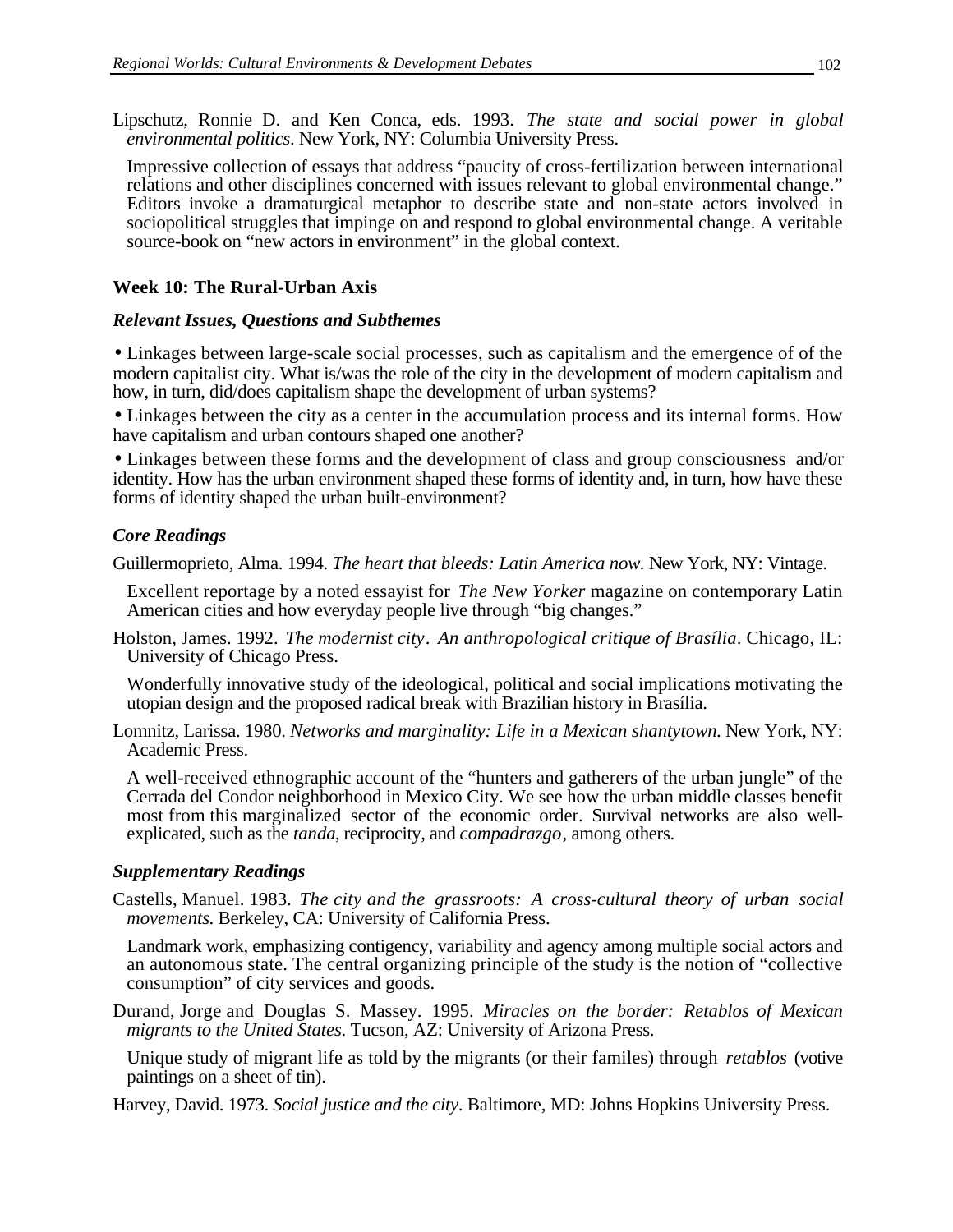Lipschutz, Ronnie D. and Ken Conca, eds. 1993. *The state and social power in global environmental politics*. New York, NY: Columbia University Press.

Impressive collection of essays that address "paucity of cross-fertilization between international relations and other disciplines concerned with issues relevant to global environmental change." Editors invoke a dramaturgical metaphor to describe state and non-state actors involved in sociopolitical struggles that impinge on and respond to global environmental change. A veritable source-book on "new actors in environment" in the global context.

### Week 10: The Rural-Urban Axis

#### *Relevant Issues, Questions and Subthemes*

- Linkages between large-scale social processes, such as capitalism and the emergence of of the modern capitalist city. What is/was the role of the city in the development of modern capitalism and how, in turn, did/does capitalism shape the development of urban systems?
- Linkages between the city as a center in the accumulation process and its internal forms. How have capitalism and urban contours shaped one another?
- Linkages between these forms and the development of class and group consciousness and/or identity. How has the urban environment shaped these forms of identity and, in turn, how have these forms of identity shaped the urban built-environment?

#### *Core Readings*

Guillermoprieto, Alma. 1994. *The heart that bleeds: Latin America now*. New York, NY: Vintage.

Excellent reportage by a noted essayist for *The New Yorker* magazine on contemporary Latin American cities and how everyday people live through "big changes."

Holston, James. 1992. *The modernist city*. *An anthropological critique of Brasília*. Chicago, IL: University of Chicago Press.

Wonderfully innovative study of the ideological, political and social implications motivating the utopian design and the proposed radical break with Brazilian history in Brasília.

Lomnitz, Larissa. 1980. *Networks and marginality: Life in a Mexican shantytown*. New York, NY: Academic Press.

A well-received ethnographic account of the "hunters and gatherers of the urban jungle" of the Cerrada del Condor neighborhood in Mexico City. We see how the urban middle classes benefit most from this marginalized sector of the economic order. Survival networks are also well-explicated, such as the *tanda*, reciprocity, and *compadrazgo*, among others.

#### *Supplementary Readings*

Castells, Manuel. 1983. *The city and the grassroots: A cross-cultural theory of urban social movements*. Berkeley, CA: University of California Press.

Landmark work, emphasizing contigency, variability and agency among multiple social actors and an autonomous state. The central organizing principle of the study is the notion of "collective consumption" of city services and goods.

Durand, Jorge and Douglas S. Massey. 1995. *Miracles on the border: Retablos of Mexican migrants to the United States*. Tucson, AZ: University of Arizona Press.

Unique study of migrant life as told by the migrants (or their familes) through *retablos* (votive paintings on a sheet of tin).

Harvey, David. 1973. *Social justice and the city*. Baltimore, MD: Johns Hopkins University Press.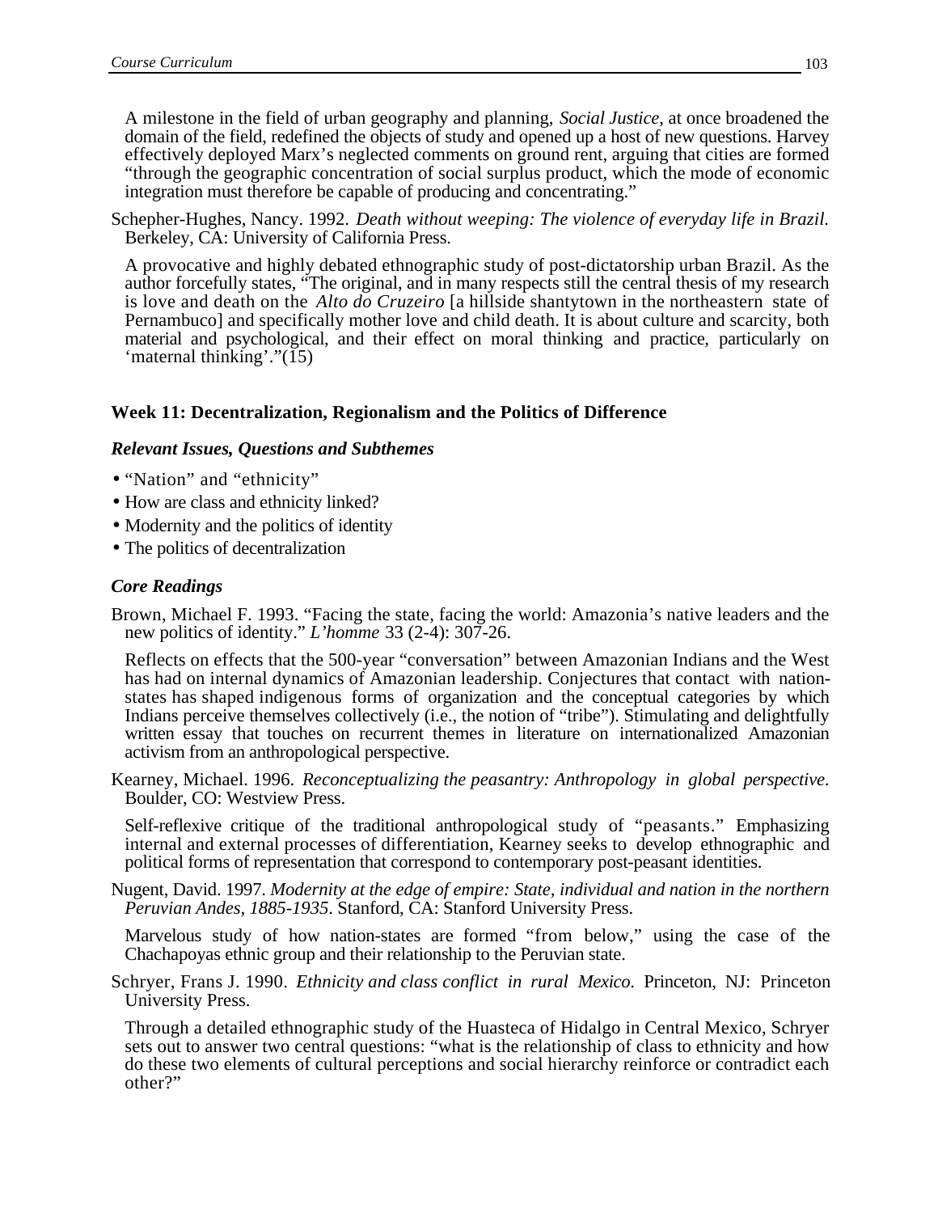A milestone in the field of urban geography and planning, *Social Justice*, at once broadened the domain of the field, redefined the objects of study and opened up a host of new questions. Harvey effectively deployed Marx's neglected comments on ground rent, arguing that cities are formed "through the geographic concentration of social surplus product, which the mode of economic integration must therefore be capable of producing and concentrating."

Schepher-Hughes, Nancy. 1992. *Death without weeping: The violence of everyday life in Brazil.* Berkeley, CA: University of California Press.

A provocative and highly debated ethnographic study of post-dictatorship urban Brazil. As the author forcefully states, "The original, and in many respects still the central thesis of my research is love and death on the *Alto do Cruzeiro* [a hillside shantytown in the northeastern state of Pernambuco] and specifically mother love and child death. It is about culture and scarcity, both material and psychological, and their effect on moral thinking and practice, particularly on 'maternal thinking'."(15)

## Week 11: Decentralization, Regionalism and the Politics of Difference

### *Relevant Issues, Questions and Subthemes*

- "Nation" and "ethnicity"
- How are class and ethnicity linked?
- Modernity and the politics of identity
- The politics of decentralization

### *Core Readings*

Brown, Michael F. 1993. "Facing the state, facing the world: Amazonia's native leaders and the new politics of identity." *L'homme* 33 (2-4): 307-26.

Reflects on effects that the 500-year "conversation" between Amazonian Indians and the West has had on internal dynamics of Amazonian leadership. Conjectures that contact with nation-states has shaped indigenous forms of organization and the conceptual categories by which Indians perceive themselves collectively (i.e., the notion of "tribe"). Stimulating and delightfully written essay that touches on recurrent themes in literature on internationalized Amazonian activism from an anthropological perspective.

Kearney, Michael. 1996. *Reconceptualizing the peasantry: Anthropology in global perspective.* Boulder, CO: Westview Press.

Self-reflexive critique of the traditional anthropological study of "peasants." Emphasizing internal and external processes of differentiation, Kearney seeks to develop ethnographic and political forms of representation that correspond to contemporary post-peasant identities.

Nugent, David. 1997. *Modernity at the edge of empire: State, individual and nation in the northern Peruvian Andes, 1885-1935*. Stanford, CA: Stanford University Press.

Marvelous study of how nation-states are formed "from below," using the case of the Chachapoyas ethnic group and their relationship to the Peruvian state.

Schryer, Frans J. 1990. *Ethnicity and class conflict in rural Mexico.* Princeton, NJ: Princeton University Press.

Through a detailed ethnographic study of the Huasteca of Hidalgo in Central Mexico, Schryer sets out to answer two central questions: "what is the relationship of class to ethnicity and how do these two elements of cultural perceptions and social hierarchy reinforce or contradict each other?"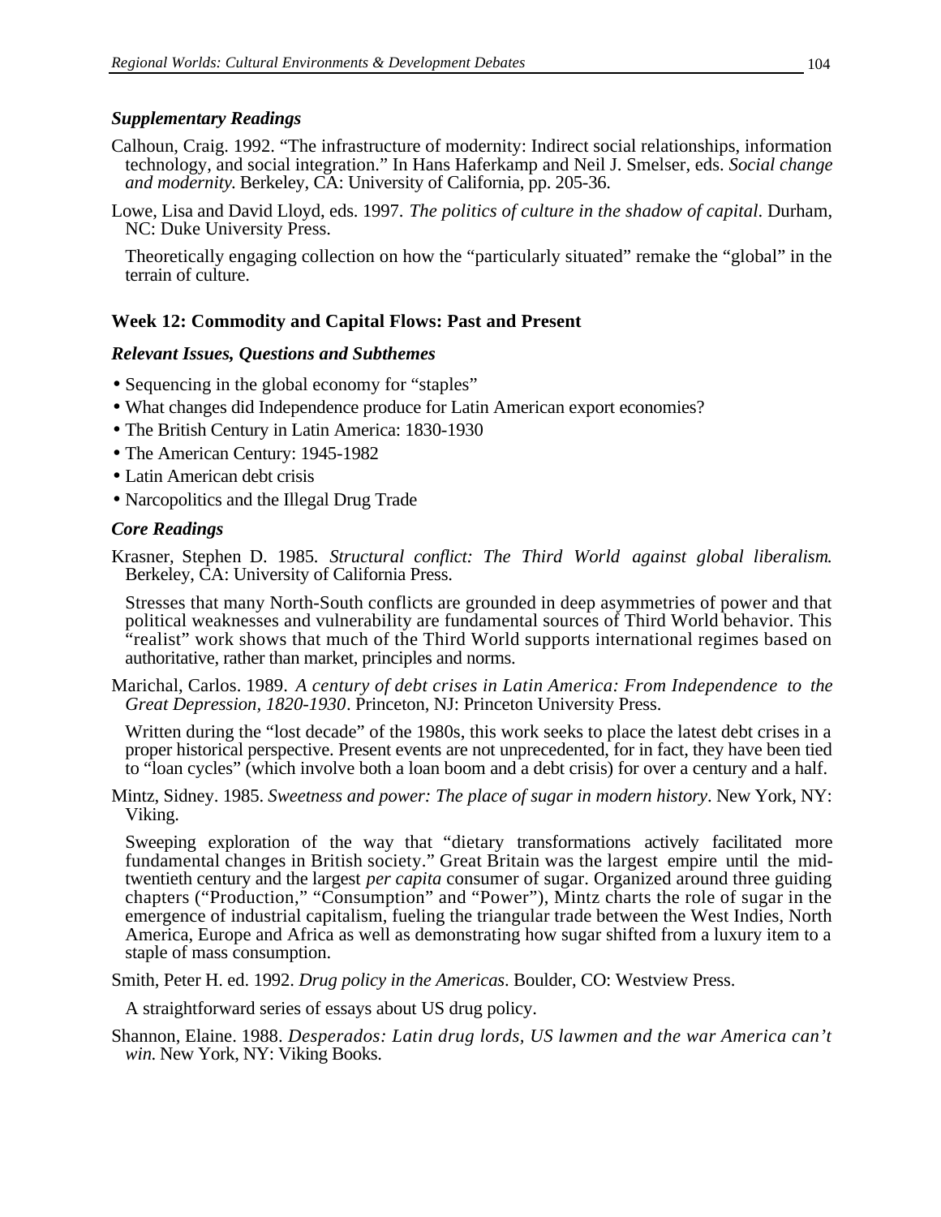### *Supplementary Readings*

Calhoun, Craig. 1992. "The infrastructure of modernity: Indirect social relationships, information technology, and social integration." In Hans Haferkamp and Neil J. Smelser, eds. *Social change and modernity.* Berkeley, CA: University of California, pp. 205-36.

Lowe, Lisa and David Lloyd, eds. 1997. *The politics of culture in the shadow of capital*. Durham, NC: Duke University Press.

Theoretically engaging collection on how the "particularly situated" remake the "global" in the terrain of culture.

## Week 12: Commodity and Capital Flows: Past and Present

### *Relevant Issues, Questions and Subthemes*

- Sequencing in the global economy for "staples"
- What changes did Independence produce for Latin American export economies?
- The British Century in Latin America: 1830-1930
- The American Century: 1945-1982
- Latin American debt crisis
- Narcopolitics and the Illegal Drug Trade

### *Core Readings*

Krasner, Stephen D. 1985. *Structural conflict: The Third World against global liberalism.* Berkeley, CA: University of California Press.

Stresses that many North-South conflicts are grounded in deep asymmetries of power and that political weaknesses and vulnerability are fundamental sources of Third World behavior. This "realist" work shows that much of the Third World supports international regimes based on authoritative, rather than market, principles and norms.

Marichal, Carlos. 1989. *A century of debt crises in Latin America: From Independence to the Great Depression, 1820-1930*. Princeton, NJ: Princeton University Press.

Written during the "lost decade" of the 1980s, this work seeks to place the latest debt crises in a proper historical perspective. Present events are not unprecedented, for in fact, they have been tied to "loan cycles" (which involve both a loan boom and a debt crisis) for over a century and a half.

Mintz, Sidney. 1985. *Sweetness and power: The place of sugar in modern history*. New York, NY: Viking.

Sweeping exploration of the way that "dietary transformations actively facilitated more fundamental changes in British society." Great Britain was the largest empire until the mid-twentieth century and the largest *per capita* consumer of sugar. Organized around three guiding chapters ("Production," "Consumption" and "Power"), Mintz charts the role of sugar in the emergence of industrial capitalism, fueling the triangular trade between the West Indies, North America, Europe and Africa as well as demonstrating how sugar shifted from a luxury item to a staple of mass consumption.

Smith, Peter H. ed. 1992. *Drug policy in the Americas*. Boulder, CO: Westview Press.

A straightforward series of essays about US drug policy.

Shannon, Elaine. 1988. *Desperados: Latin drug lords, US lawmen and the war America can't win.* New York, NY: Viking Books.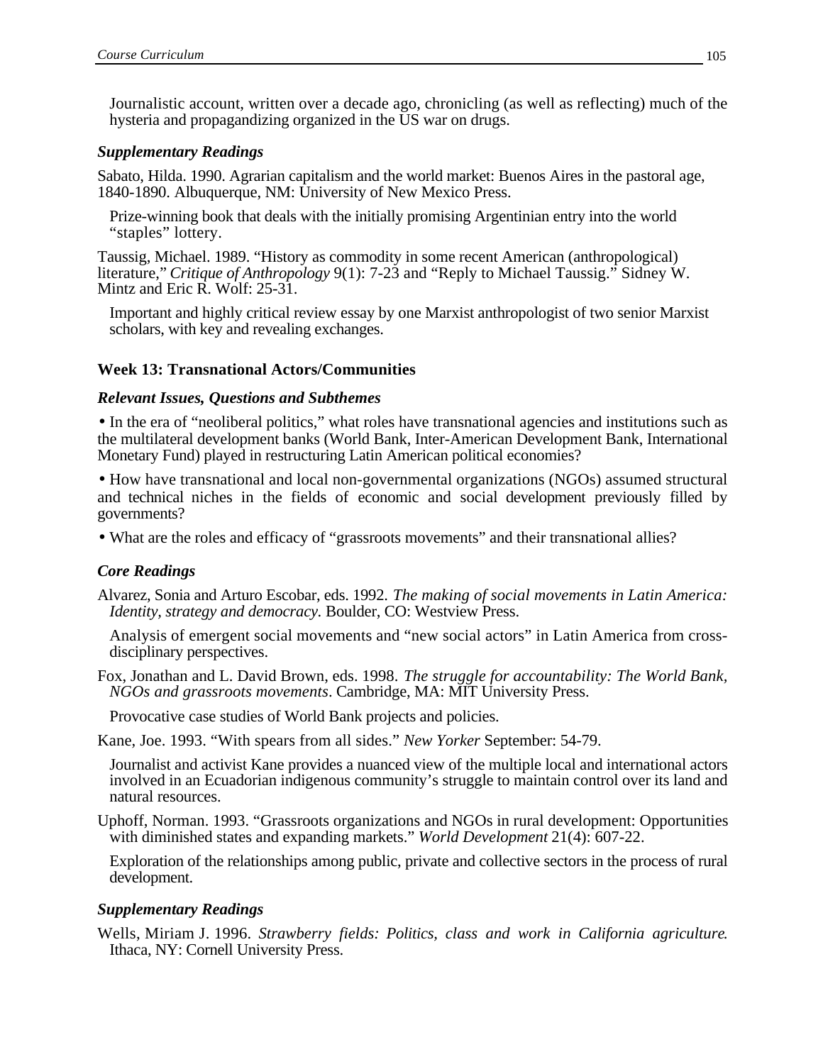Journalistic account, written over a decade ago, chronicling (as well as reflecting) much of the hysteria and propagandizing organized in the US war on drugs.

### *Supplementary Readings*

Sabato, Hilda. 1990. Agrarian capitalism and the world market: Buenos Aires in the pastoral age, 1840-1890. Albuquerque, NM: University of New Mexico Press.

Prize-winning book that deals with the initially promising Argentinian entry into the world "staples" lottery.

Taussig, Michael. 1989. "History as commodity in some recent American (anthropological) literature," *Critique of Anthropology* 9(1): 7-23 and "Reply to Michael Taussig." Sidney W. Mintz and Eric R. Wolf: 25-31.

Important and highly critical review essay by one Marxist anthropologist of two senior Marxist scholars, with key and revealing exchanges.

## Week 13: Transnational Actors/Communities

### *Relevant Issues, Questions and Subthemes*

- In the era of "neoliberal politics," what roles have transnational agencies and institutions such as the multilateral development banks (World Bank, Inter-American Development Bank, International Monetary Fund) played in restructuring Latin American political economies?
- How have transnational and local non-governmental organizations (NGOs) assumed structural and technical niches in the fields of economic and social development previously filled by governments?
- What are the roles and efficacy of "grassroots movements" and their transnational allies?

### *Core Readings*

Alvarez, Sonia and Arturo Escobar, eds. 1992. *The making of social movements in Latin America: Identity, strategy and democracy.* Boulder, CO: Westview Press.

Analysis of emergent social movements and "new social actors" in Latin America from cross-disciplinary perspectives.

Fox, Jonathan and L. David Brown, eds. 1998. *The struggle for accountability: The World Bank, NGOs and grassroots movements*. Cambridge, MA: MIT University Press.

Provocative case studies of World Bank projects and policies.

Kane, Joe. 1993. "With spears from all sides." *New Yorker* September: 54-79.

Journalist and activist Kane provides a nuanced view of the multiple local and international actors involved in an Ecuadorian indigenous community's struggle to maintain control over its land and natural resources.

Uphoff, Norman. 1993. "Grassroots organizations and NGOs in rural development: Opportunities with diminished states and expanding markets." *World Development* 21(4): 607-22.

Exploration of the relationships among public, private and collective sectors in the process of rural development.

### *Supplementary Readings*

Wells, Miriam J. 1996. *Strawberry fields: Politics, class and work in California agriculture*. Ithaca, NY: Cornell University Press.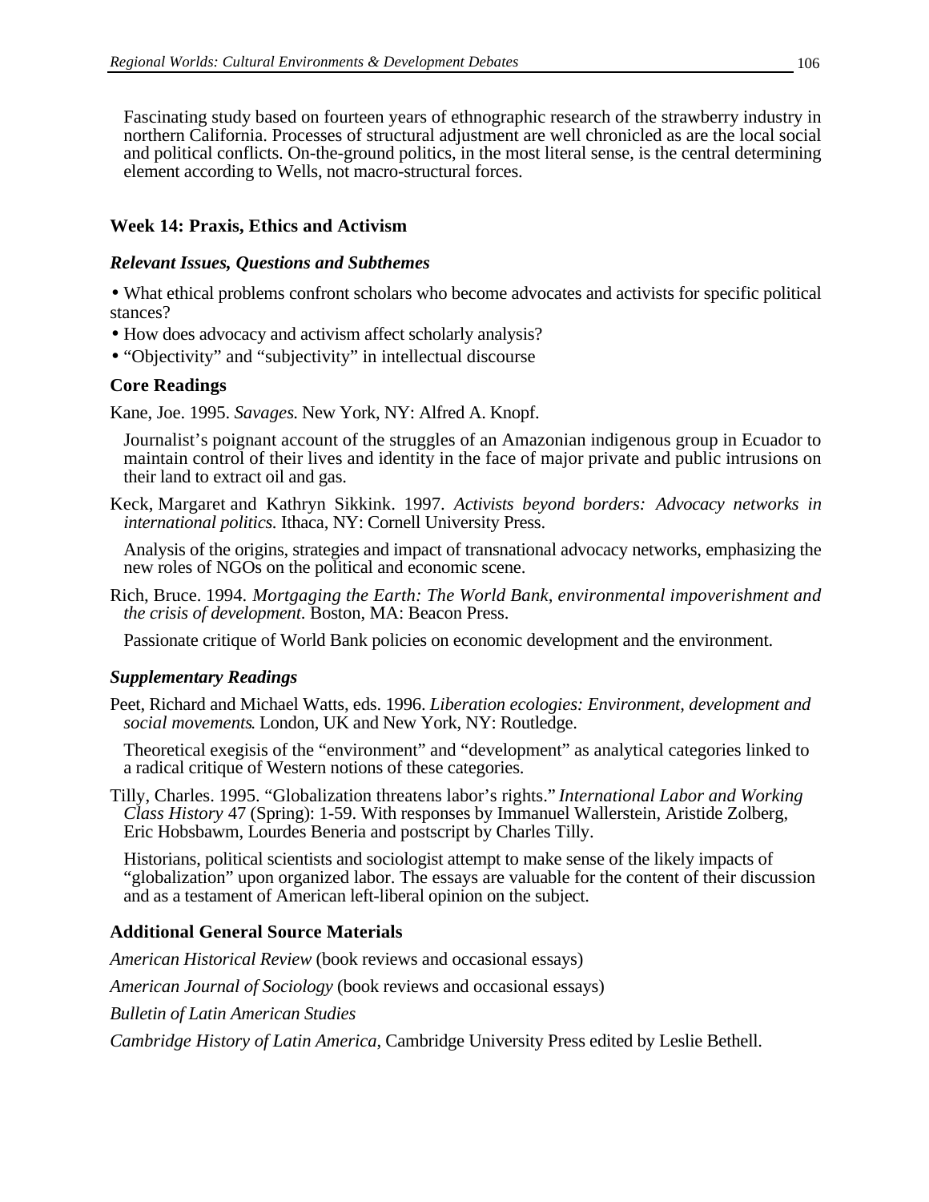Fascinating study based on fourteen years of ethnographic research of the strawberry industry in northern California. Processes of structural adjustment are well chronicled as are the local social and political conflicts. On-the-ground politics, in the most literal sense, is the central determining element according to Wells, not macro-structural forces.

### Week 14: Praxis, Ethics and Activism

#### *Relevant Issues, Questions and Subthemes*

- What ethical problems confront scholars who become advocates and activists for specific political stances?
- How does advocacy and activism affect scholarly analysis?
- "Objectivity" and "subjectivity" in intellectual discourse

#### Core Readings

Kane, Joe. 1995. *Savages.* New York, NY: Alfred A. Knopf.

Journalist's poignant account of the struggles of an Amazonian indigenous group in Ecuador to maintain control of their lives and identity in the face of major private and public intrusions on their land to extract oil and gas.

Keck, Margaret and Kathryn Sikkink. 1997. *Activists beyond borders: Advocacy networks in international politics.* Ithaca, NY: Cornell University Press.

Analysis of the origins, strategies and impact of transnational advocacy networks, emphasizing the new roles of NGOs on the political and economic scene.

Rich, Bruce. 1994. *Mortgaging the Earth: The World Bank, environmental impoverishment and the crisis of development.* Boston, MA: Beacon Press.

Passionate critique of World Bank policies on economic development and the environment.

#### *Supplementary Readings*

Peet, Richard and Michael Watts, eds. 1996. *Liberation ecologies: Environment, development and social movements*. London, UK and New York, NY: Routledge.

Theoretical exegisis of the "environment" and "development" as analytical categories linked to a radical critique of Western notions of these categories.

Tilly, Charles. 1995. "Globalization threatens labor's rights." *International Labor and Working Class History* 47 (Spring): 1-59. With responses by Immanuel Wallerstein, Aristide Zolberg, Eric Hobsbawm, Lourdes Beneria and postscript by Charles Tilly.

Historians, political scientists and sociologist attempt to make sense of the likely impacts of "globalization" upon organized labor. The essays are valuable for the content of their discussion and as a testament of American left-liberal opinion on the subject.

#### Additional General Source Materials

*American Historical Review* (book reviews and occasional essays)

*American Journal of Sociology* (book reviews and occasional essays)

*Bulletin of Latin American Studies*

*Cambridge History of Latin America*, Cambridge University Press edited by Leslie Bethell.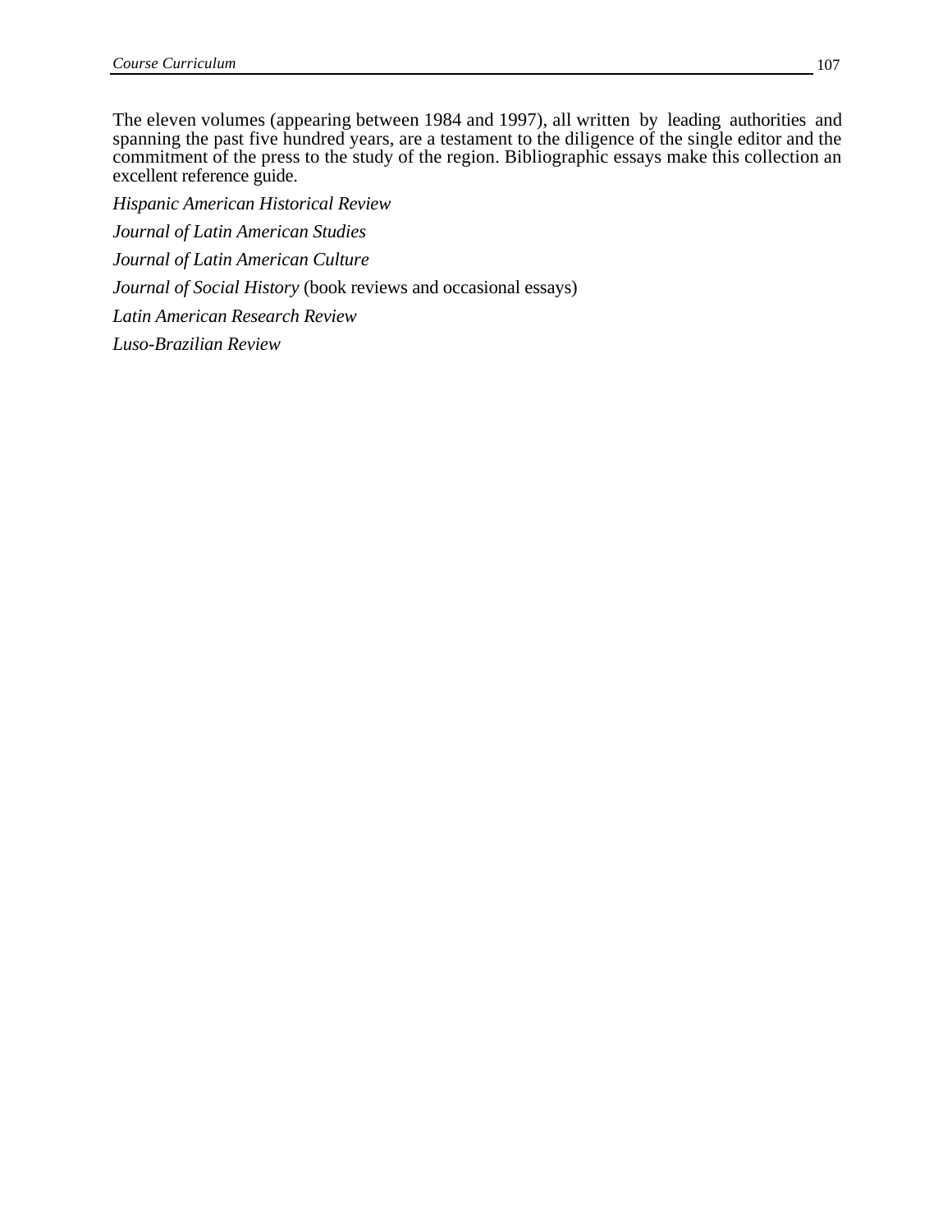The eleven volumes (appearing between 1984 and 1997), all written by leading authorities and spanning the past five hundred years, are a testament to the diligence of the single editor and the commitment of the press to the study of the region. Bibliographic essays make this collection an excellent reference guide.

*Hispanic American Historical Review*

*Journal of Latin American Studies*

*Journal of Latin American Culture*

*Journal of Social History* (book reviews and occasional essays)

*Latin American Research Review*

*Luso-Brazilian Review*